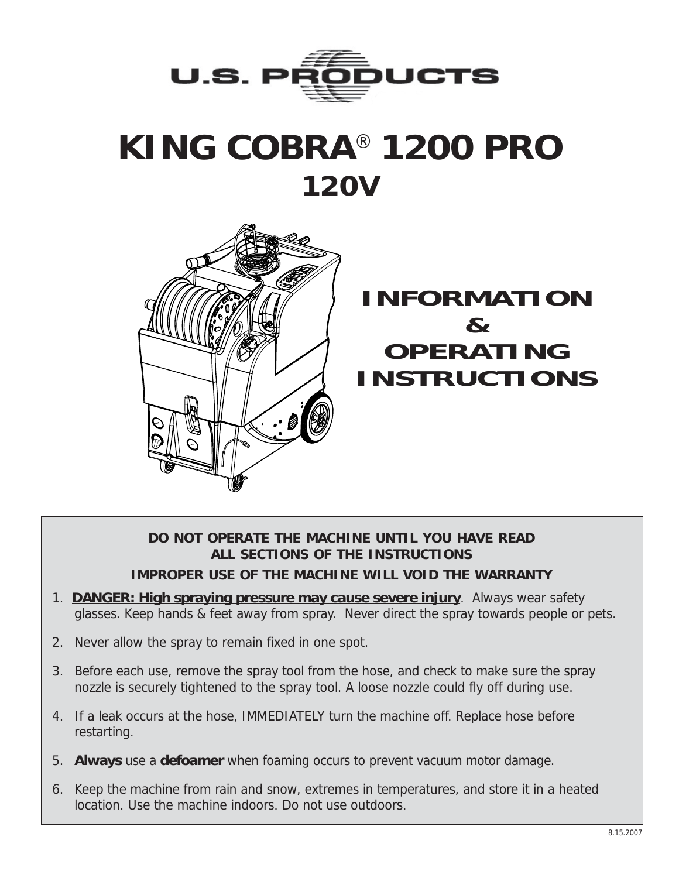U.S. PRODUCTS

# KING COBRA® 1200 PRO

## 120V

## INFORMATION & OPERATING INSTRUCTIONS

**DO NOT OPERATE THE MACHINE UNTIL YOU HAVE READ ALL SECTIONS OF THE INSTRUCTIONS**

**IMPROPER USE OF THE MACHINE WILL VOID THE WARRANTY**

1. **DANGER: High spraying pressure may cause severe injury**. Always wear safety glasses. Keep hands & feet away from spray. Never direct the spray towards people or pets.
2. Never allow the spray to remain fixed in one spot.
3. Before each use, remove the spray tool from the hose, and check to make sure the spray nozzle is securely tightened to the spray tool. A loose nozzle could fly off during use.
4. If a leak occurs at the hose, IMMEDIATELY turn the machine off. Replace hose before restarting.
5. **Always** use a **defoamer** when foaming occurs to prevent vacuum motor damage.
6. Keep the machine from rain and snow, extremes in temperatures, and store it in a heated location. Use the machine indoors. Do not use outdoors.

8.15.2007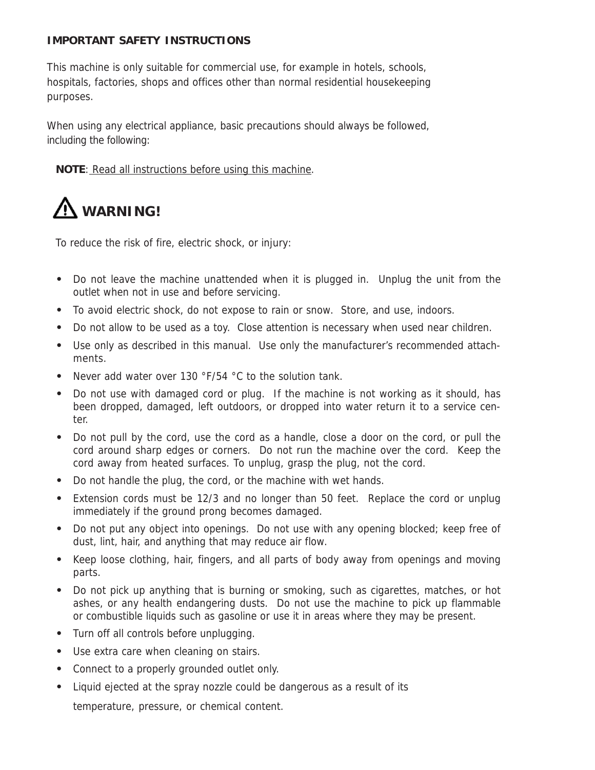**IMPORTANT SAFETY INSTRUCTIONS**

This machine is only suitable for commercial use, for example in hotels, schools, hospitals, factories, shops and offices other than normal residential housekeeping purposes.

When using any electrical appliance, basic precautions should always be followed, including the following:

**NOTE**: Read all instructions before using this machine.

## ⚠ WARNING!

To reduce the risk of fire, electric shock, or injury:

- Do not leave the machine unattended when it is plugged in. Unplug the unit from the outlet when not in use and before servicing.
- To avoid electric shock, do not expose to rain or snow. Store, and use, indoors.
- Do not allow to be used as a toy. Close attention is necessary when used near children.
- Use only as described in this manual. Use only the manufacturer's recommended attachments.
- Never add water over 130 °F/54 °C to the solution tank.
- Do not use with damaged cord or plug. If the machine is not working as it should, has been dropped, damaged, left outdoors, or dropped into water return it to a service center.
- Do not pull by the cord, use the cord as a handle, close a door on the cord, or pull the cord around sharp edges or corners. Do not run the machine over the cord. Keep the cord away from heated surfaces. To unplug, grasp the plug, not the cord.
- Do not handle the plug, the cord, or the machine with wet hands.
- Extension cords must be 12/3 and no longer than 50 feet. Replace the cord or unplug immediately if the ground prong becomes damaged.
- Do not put any object into openings. Do not use with any opening blocked; keep free of dust, lint, hair, and anything that may reduce air flow.
- Keep loose clothing, hair, fingers, and all parts of body away from openings and moving parts.
- Do not pick up anything that is burning or smoking, such as cigarettes, matches, or hot ashes, or any health endangering dusts. Do not use the machine to pick up flammable or combustible liquids such as gasoline or use it in areas where they may be present.
- Turn off all controls before unplugging.
- Use extra care when cleaning on stairs.
- Connect to a properly grounded outlet only.
- Liquid ejected at the spray nozzle could be dangerous as a result of its temperature, pressure, or chemical content.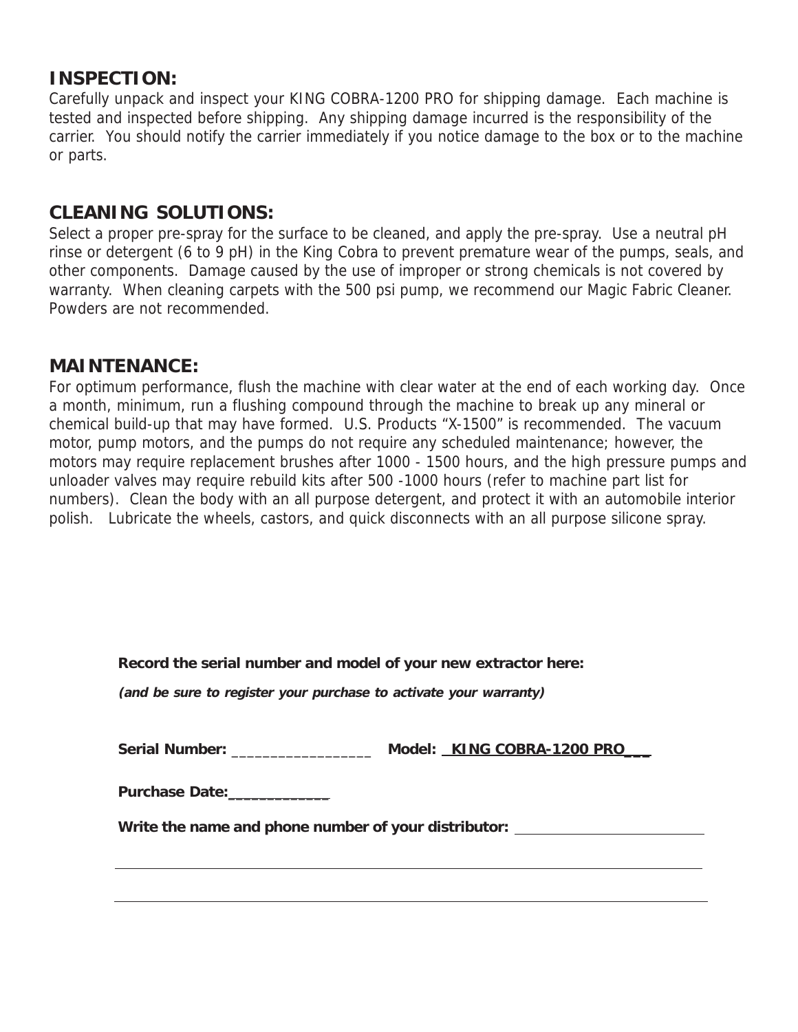## INSPECTION:

Carefully unpack and inspect your KING COBRA-1200 PRO for shipping damage. Each machine is tested and inspected before shipping. Any shipping damage incurred is the responsibility of the carrier. You should notify the carrier immediately if you notice damage to the box or to the machine or parts.

## CLEANING SOLUTIONS:

Select a proper pre-spray for the surface to be cleaned, and apply the pre-spray. Use a neutral pH rinse or detergent (6 to 9 pH) in the King Cobra to prevent premature wear of the pumps, seals, and other components. Damage caused by the use of improper or strong chemicals is not covered by warranty. When cleaning carpets with the 500 psi pump, we recommend our Magic Fabric Cleaner. Powders are not recommended.

## MAINTENANCE:

For optimum performance, flush the machine with clear water at the end of each working day. Once a month, minimum, run a flushing compound through the machine to break up any mineral or chemical build-up that may have formed. U.S. Products "X-1500" is recommended. The vacuum motor, pump motors, and the pumps do not require any scheduled maintenance; however, the motors may require replacement brushes after 1000 - 1500 hours, and the high pressure pumps and unloader valves may require rebuild kits after 500 -1000 hours (refer to machine part list for numbers). Clean the body with an all purpose detergent, and protect it with an automobile interior polish. Lubricate the wheels, castors, and quick disconnects with an all purpose silicone spray.

**Record the serial number and model of your new extractor here:**

***(and be sure to register your purchase to activate your warranty)***

**Serial Number:** _________________ **Model:** __KING COBRA-1200 PRO___

**Purchase Date:**____________

**Write the name and phone number of your distributor:** ________________________

________________________________________________________________________

________________________________________________________________________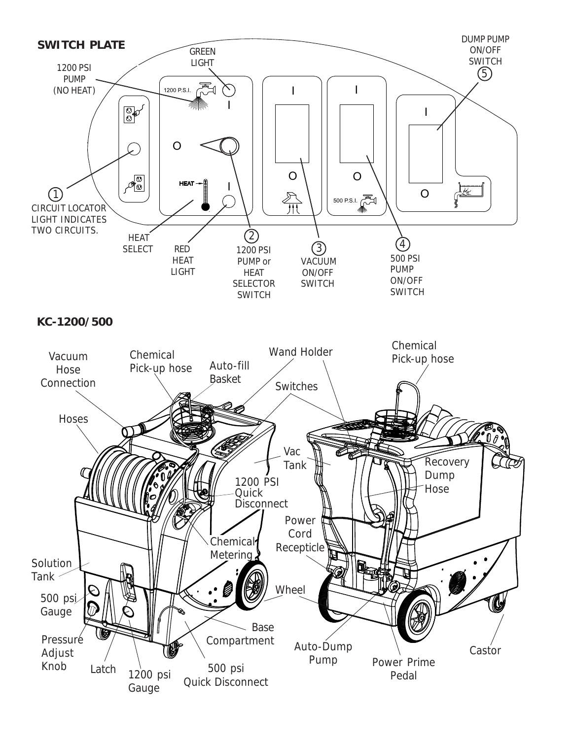## SWITCH PLATE

1200 PSI PUMP (NO HEAT)

GREEN LIGHT

1200 P.S.I.

I

O

HEAT

I

O

O

500 P.S.I.

I

I

O

DUMP PUMP ON/OFF SWITCH ⑤

① CIRCUIT LOCATOR LIGHT INDICATES TWO CIRCUITS.

HEAT SELECT

RED HEAT LIGHT

② 1200 PSI PUMP or HEAT SELECTOR SWITCH

③ VACUUM ON/OFF SWITCH

④ 500 PSI PUMP ON/OFF SWITCH

## KC-1200/500

- Vacuum Hose Connection
- Chemical Pick-up hose
- Auto-fill Basket
- Wand Holder
- Chemical Pick-up hose
- Switches
- Hoses
- Vac Tank
- Recovery Dump Hose
- 1200 PSI Quick Disconnect
- Power Cord Recepticle
- Chemical Metering
- Solution Tank
- Wheel
- 500 psi Gauge
- Base Compartment
- Pressure Adjust Knob
- Latch
- 1200 psi Gauge
- 500 psi Quick Disconnect
- Auto-Dump Pump
- Power Prime Pedal
- Castor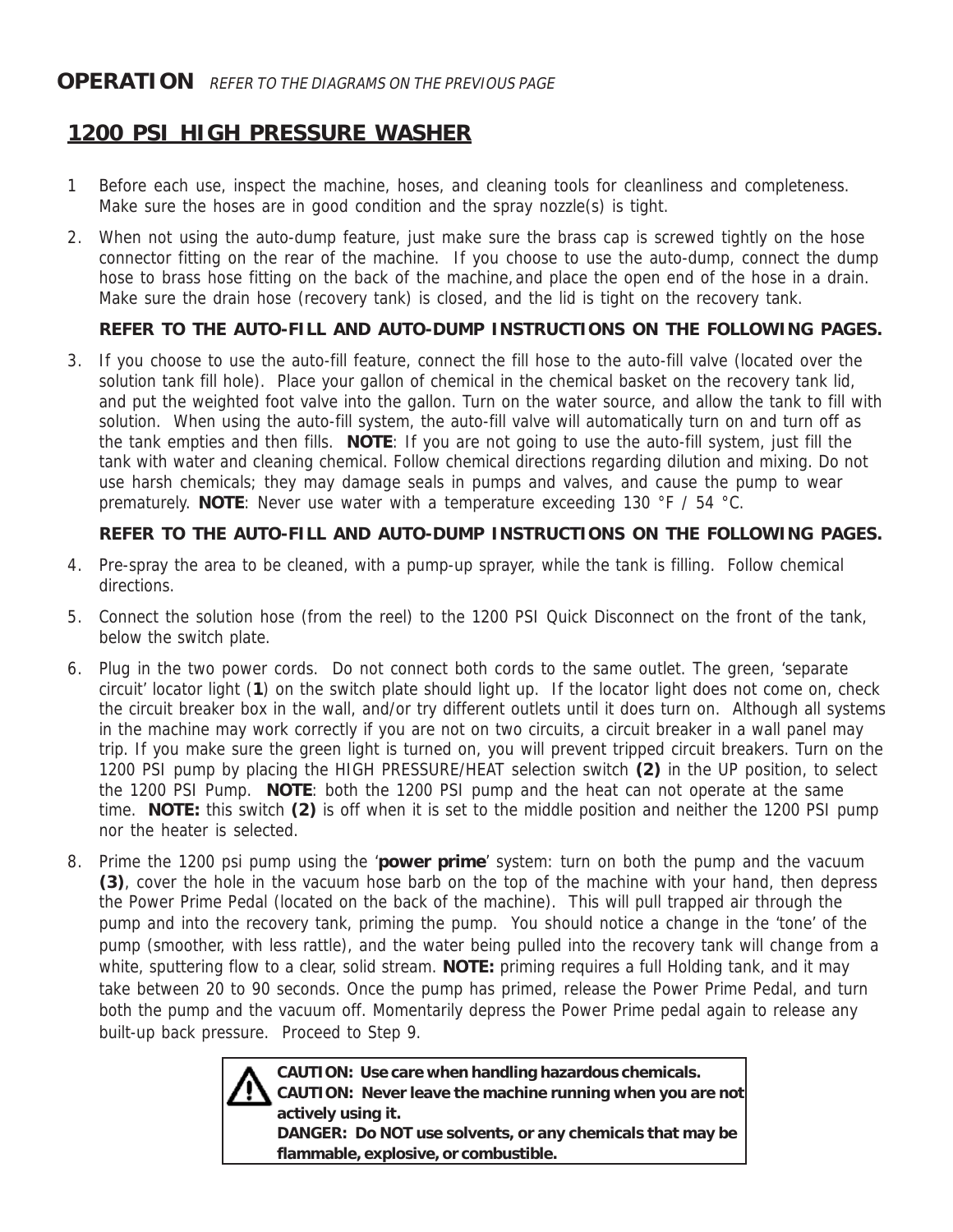**OPERATION** *REFER TO THE DIAGRAMS ON THE PREVIOUS PAGE*

## 1200 PSI HIGH PRESSURE WASHER

1 Before each use, inspect the machine, hoses, and cleaning tools for cleanliness and completeness. Make sure the hoses are in good condition and the spray nozzle(s) is tight.

2. When not using the auto-dump feature, just make sure the brass cap is screwed tightly on the hose connector fitting on the rear of the machine. If you choose to use the auto-dump, connect the dump hose to brass hose fitting on the back of the machine, and place the open end of the hose in a drain. Make sure the drain hose (recovery tank) is closed, and the lid is tight on the recovery tank.

   **REFER TO THE AUTO-FILL AND AUTO-DUMP INSTRUCTIONS ON THE FOLLOWING PAGES.**

3. If you choose to use the auto-fill feature, connect the fill hose to the auto-fill valve (located over the solution tank fill hole). Place your gallon of chemical in the chemical basket on the recovery tank lid, and put the weighted foot valve into the gallon. Turn on the water source, and allow the tank to fill with solution. When using the auto-fill system, the auto-fill valve will automatically turn on and turn off as the tank empties and then fills. **NOTE**: If you are not going to use the auto-fill system, just fill the tank with water and cleaning chemical. Follow chemical directions regarding dilution and mixing. Do not use harsh chemicals; they may damage seals in pumps and valves, and cause the pump to wear prematurely. **NOTE**: Never use water with a temperature exceeding 130 °F / 54 °C.

   **REFER TO THE AUTO-FILL AND AUTO-DUMP INSTRUCTIONS ON THE FOLLOWING PAGES.**

4. Pre-spray the area to be cleaned, with a pump-up sprayer, while the tank is filling. Follow chemical directions.

5. Connect the solution hose (from the reel) to the 1200 PSI Quick Disconnect on the front of the tank, below the switch plate.

6. Plug in the two power cords. Do not connect both cords to the same outlet. The green, 'separate circuit' locator light (**1**) on the switch plate should light up. If the locator light does not come on, check the circuit breaker box in the wall, and/or try different outlets until it does turn on. Although all systems in the machine may work correctly if you are not on two circuits, a circuit breaker in a wall panel may trip. If you make sure the green light is turned on, you will prevent tripped circuit breakers. Turn on the 1200 PSI pump by placing the HIGH PRESSURE/HEAT selection switch **(2)** in the UP position, to select the 1200 PSI Pump. **NOTE**: both the 1200 PSI pump and the heat can not operate at the same time. **NOTE:** this switch **(2)** is off when it is set to the middle position and neither the 1200 PSI pump nor the heater is selected.

8. Prime the 1200 psi pump using the '**power prime**' system: turn on both the pump and the vacuum **(3)**, cover the hole in the vacuum hose barb on the top of the machine with your hand, then depress the Power Prime Pedal (located on the back of the machine). This will pull trapped air through the pump and into the recovery tank, priming the pump. You should notice a change in the 'tone' of the pump (smoother, with less rattle), and the water being pulled into the recovery tank will change from a white, sputtering flow to a clear, solid stream. **NOTE:** priming requires a full Holding tank, and it may take between 20 to 90 seconds. Once the pump has primed, release the Power Prime Pedal, and turn both the pump and the vacuum off. Momentarily depress the Power Prime pedal again to release any built-up back pressure. Proceed to Step 9.

**CAUTION: Use care when handling hazardous chemicals.**
**CAUTION: Never leave the machine running when you are not actively using it.**
**DANGER: Do NOT use solvents, or any chemicals that may be flammable, explosive, or combustible.**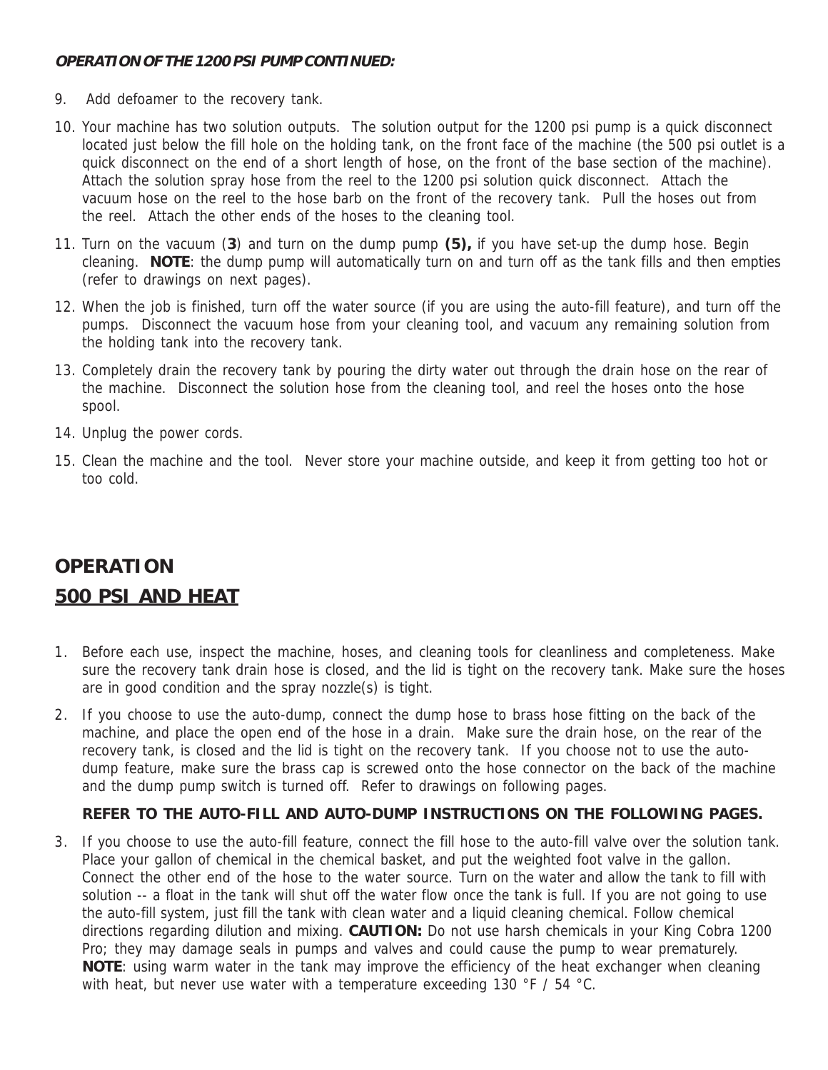***OPERATION OF THE 1200 PSI PUMP CONTINUED:***

9. Add defoamer to the recovery tank.
10. Your machine has two solution outputs. The solution output for the 1200 psi pump is a quick disconnect located just below the fill hole on the holding tank, on the front face of the machine (the 500 psi outlet is a quick disconnect on the end of a short length of hose, on the front of the base section of the machine). Attach the solution spray hose from the reel to the 1200 psi solution quick disconnect. Attach the vacuum hose on the reel to the hose barb on the front of the recovery tank. Pull the hoses out from the reel. Attach the other ends of the hoses to the cleaning tool.
11. Turn on the vacuum (**3**) and turn on the dump pump **(5),** if you have set-up the dump hose. Begin cleaning. **NOTE**: the dump pump will automatically turn on and turn off as the tank fills and then empties (refer to drawings on next pages).
12. When the job is finished, turn off the water source (if you are using the auto-fill feature), and turn off the pumps. Disconnect the vacuum hose from your cleaning tool, and vacuum any remaining solution from the holding tank into the recovery tank.
13. Completely drain the recovery tank by pouring the dirty water out through the drain hose on the rear of the machine. Disconnect the solution hose from the cleaning tool, and reel the hoses onto the hose spool.
14. Unplug the power cords.
15. Clean the machine and the tool. Never store your machine outside, and keep it from getting too hot or too cold.

## OPERATION

## <u>500 PSI AND HEAT</u>

1. Before each use, inspect the machine, hoses, and cleaning tools for cleanliness and completeness. Make sure the recovery tank drain hose is closed, and the lid is tight on the recovery tank. Make sure the hoses are in good condition and the spray nozzle(s) is tight.
2. If you choose to use the auto-dump, connect the dump hose to brass hose fitting on the back of the machine, and place the open end of the hose in a drain. Make sure the drain hose, on the rear of the recovery tank, is closed and the lid is tight on the recovery tank. If you choose not to use the auto-dump feature, make sure the brass cap is screwed onto the hose connector on the back of the machine and the dump pump switch is turned off. Refer to drawings on following pages.

   **REFER TO THE AUTO-FILL AND AUTO-DUMP INSTRUCTIONS ON THE FOLLOWING PAGES.**

3. If you choose to use the auto-fill feature, connect the fill hose to the auto-fill valve over the solution tank. Place your gallon of chemical in the chemical basket, and put the weighted foot valve in the gallon. Connect the other end of the hose to the water source. Turn on the water and allow the tank to fill with solution -- a float in the tank will shut off the water flow once the tank is full. If you are not going to use the auto-fill system, just fill the tank with clean water and a liquid cleaning chemical. Follow chemical directions regarding dilution and mixing. **CAUTION:** Do not use harsh chemicals in your King Cobra 1200 Pro; they may damage seals in pumps and valves and could cause the pump to wear prematurely. **NOTE**: using warm water in the tank may improve the efficiency of the heat exchanger when cleaning with heat, but never use water with a temperature exceeding 130 °F / 54 °C.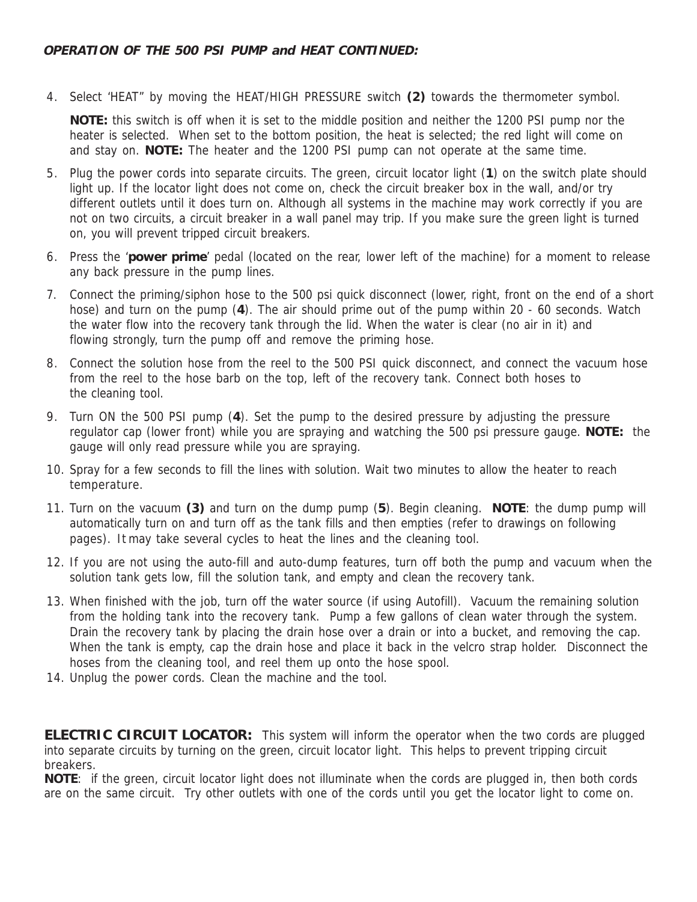***OPERATION OF THE 500 PSI PUMP and HEAT CONTINUED:***

4. Select 'HEAT" by moving the HEAT/HIGH PRESSURE switch **(2)** towards the thermometer symbol.

   **NOTE:** this switch is off when it is set to the middle position and neither the 1200 PSI pump nor the heater is selected. When set to the bottom position, the heat is selected; the red light will come on and stay on. **NOTE:** The heater and the 1200 PSI pump can not operate at the same time.

5. Plug the power cords into separate circuits. The green, circuit locator light (**1**) on the switch plate should light up. If the locator light does not come on, check the circuit breaker box in the wall, and/or try different outlets until it does turn on. Although all systems in the machine may work correctly if you are not on two circuits, a circuit breaker in a wall panel may trip. If you make sure the green light is turned on, you will prevent tripped circuit breakers.

6. Press the '**power prime**' pedal (located on the rear, lower left of the machine) for a moment to release any back pressure in the pump lines.

7. Connect the priming/siphon hose to the 500 psi quick disconnect (lower, right, front on the end of a short hose) and turn on the pump (**4**). The air should prime out of the pump within 20 - 60 seconds. Watch the water flow into the recovery tank through the lid. When the water is clear (no air in it) and flowing strongly, turn the pump off and remove the priming hose.

8. Connect the solution hose from the reel to the 500 PSI quick disconnect, and connect the vacuum hose from the reel to the hose barb on the top, left of the recovery tank. Connect both hoses to the cleaning tool.

9. Turn ON the 500 PSI pump (**4**). Set the pump to the desired pressure by adjusting the pressure regulator cap (lower front) while you are spraying and watching the 500 psi pressure gauge. **NOTE:** the gauge will only read pressure while you are spraying.

10. Spray for a few seconds to fill the lines with solution. Wait two minutes to allow the heater to reach temperature.

11. Turn on the vacuum **(3)** and turn on the dump pump (**5**). Begin cleaning. **NOTE**: the dump pump will automatically turn on and turn off as the tank fills and then empties (refer to drawings on following pages). It may take several cycles to heat the lines and the cleaning tool.

12. If you are not using the auto-fill and auto-dump features, turn off both the pump and vacuum when the solution tank gets low, fill the solution tank, and empty and clean the recovery tank.

13. When finished with the job, turn off the water source (if using Autofill). Vacuum the remaining solution from the holding tank into the recovery tank. Pump a few gallons of clean water through the system. Drain the recovery tank by placing the drain hose over a drain or into a bucket, and removing the cap. When the tank is empty, cap the drain hose and place it back in the velcro strap holder. Disconnect the hoses from the cleaning tool, and reel them up onto the hose spool.

14. Unplug the power cords. Clean the machine and the tool.

**ELECTRIC CIRCUIT LOCATOR:** This system will inform the operator when the two cords are plugged into separate circuits by turning on the green, circuit locator light. This helps to prevent tripping circuit breakers.

**NOTE**: if the green, circuit locator light does not illuminate when the cords are plugged in, then both cords are on the same circuit. Try other outlets with one of the cords until you get the locator light to come on.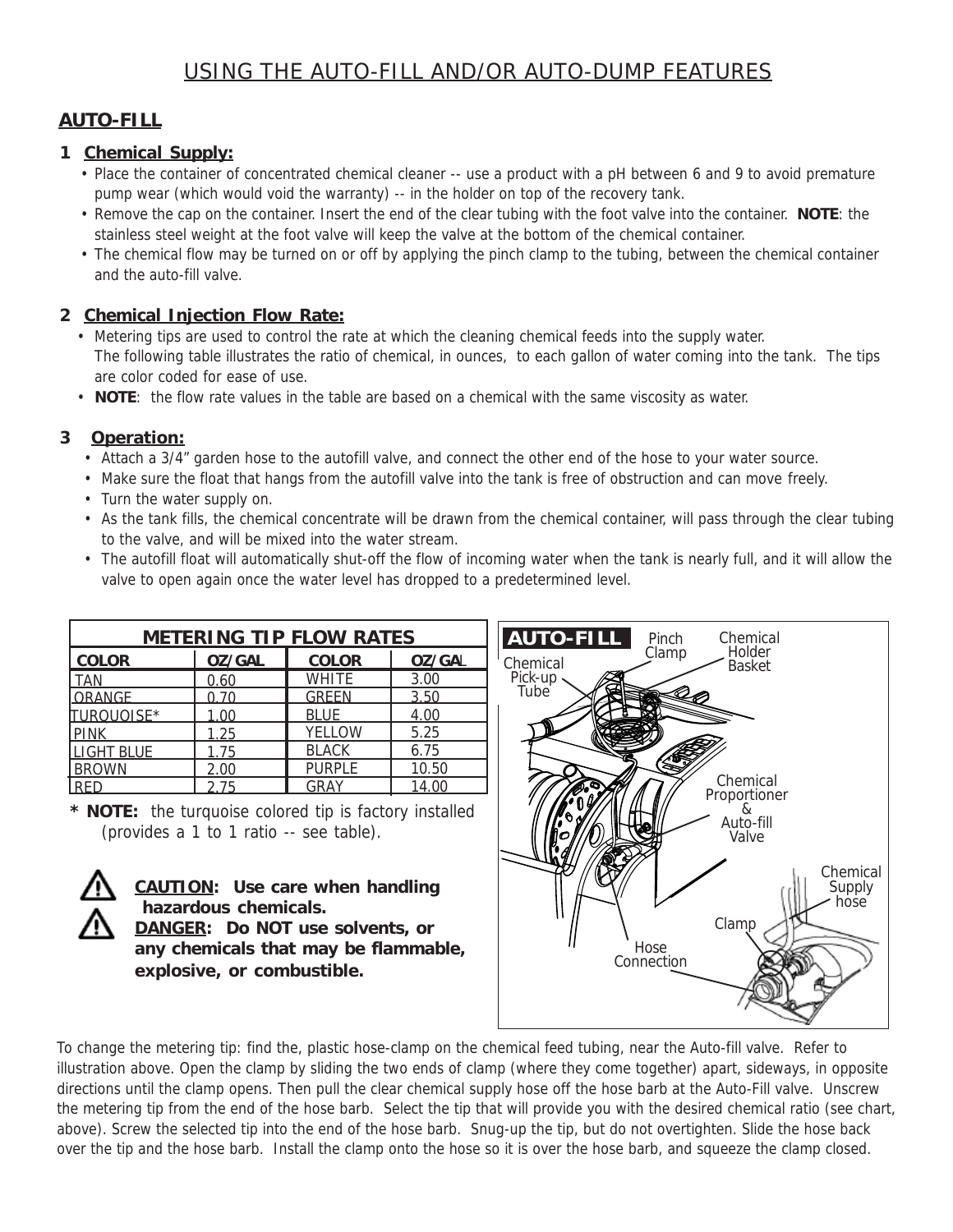# USING THE AUTO-FILL AND/OR AUTO-DUMP FEATURES

## AUTO-FILL

### 1 Chemical Supply:

- Place the container of concentrated chemical cleaner -- use a product with a pH between 6 and 9 to avoid premature pump wear (which would void the warranty) -- in the holder on top of the recovery tank.
- Remove the cap on the container. Insert the end of the clear tubing with the foot valve into the container. **NOTE**: the stainless steel weight at the foot valve will keep the valve at the bottom of the chemical container.
- The chemical flow may be turned on or off by applying the pinch clamp to the tubing, between the chemical container and the auto-fill valve.

### 2 Chemical Injection Flow Rate:

- Metering tips are used to control the rate at which the cleaning chemical feeds into the supply water. The following table illustrates the ratio of chemical, in ounces, to each gallon of water coming into the tank. The tips are color coded for ease of use.
- **NOTE**: the flow rate values in the table are based on a chemical with the same viscosity as water.

### 3 Operation:

- Attach a 3/4" garden hose to the autofill valve, and connect the other end of the hose to your water source.
- Make sure the float that hangs from the autofill valve into the tank is free of obstruction and can move freely.
- Turn the water supply on.
- As the tank fills, the chemical concentrate will be drawn from the chemical container, will pass through the clear tubing to the valve, and will be mixed into the water stream.
- The autofill float will automatically shut-off the flow of incoming water when the tank is nearly full, and it will allow the valve to open again once the water level has dropped to a predetermined level.

**METERING TIP FLOW RATES**

| COLOR | OZ/GAL | COLOR | OZ/GAL |
|---|---|---|---|
| TAN | 0.60 | WHITE | 3.00 |
| ORANGE | 0.70 | GREEN | 3.50 |
| TURQUOISE* | 1.00 | BLUE | 4.00 |
| PINK | 1.25 | YELLOW | 5.25 |
| LIGHT BLUE | 1.75 | BLACK | 6.75 |
| BROWN | 2.00 | PURPLE | 10.50 |
| RED | 2.75 | GRAY | 14.00 |

\* **NOTE:** the turquoise colored tip is factory installed (provides a 1 to 1 ratio -- see table).

**CAUTION: Use care when handling hazardous chemicals.**
**DANGER: Do NOT use solvents, or any chemicals that may be flammable, explosive, or combustible.**

AUTO-FILL — Pinch Clamp; Chemical Holder Basket; Chemical Pick-up Tube; Chemical Proportioner & Auto-fill Valve; Chemical Supply hose; Clamp; Hose Connection

To change the metering tip: find the, plastic hose-clamp on the chemical feed tubing, near the Auto-fill valve. Refer to illustration above. Open the clamp by sliding the two ends of clamp (where they come together) apart, sideways, in opposite directions until the clamp opens. Then pull the clear chemical supply hose off the hose barb at the Auto-Fill valve. Unscrew the metering tip from the end of the hose barb. Select the tip that will provide you with the desired chemical ratio (see chart, above). Screw the selected tip into the end of the hose barb. Snug-up the tip, but do not overtighten. Slide the hose back over the tip and the hose barb. Install the clamp onto the hose so it is over the hose barb, and squeeze the clamp closed.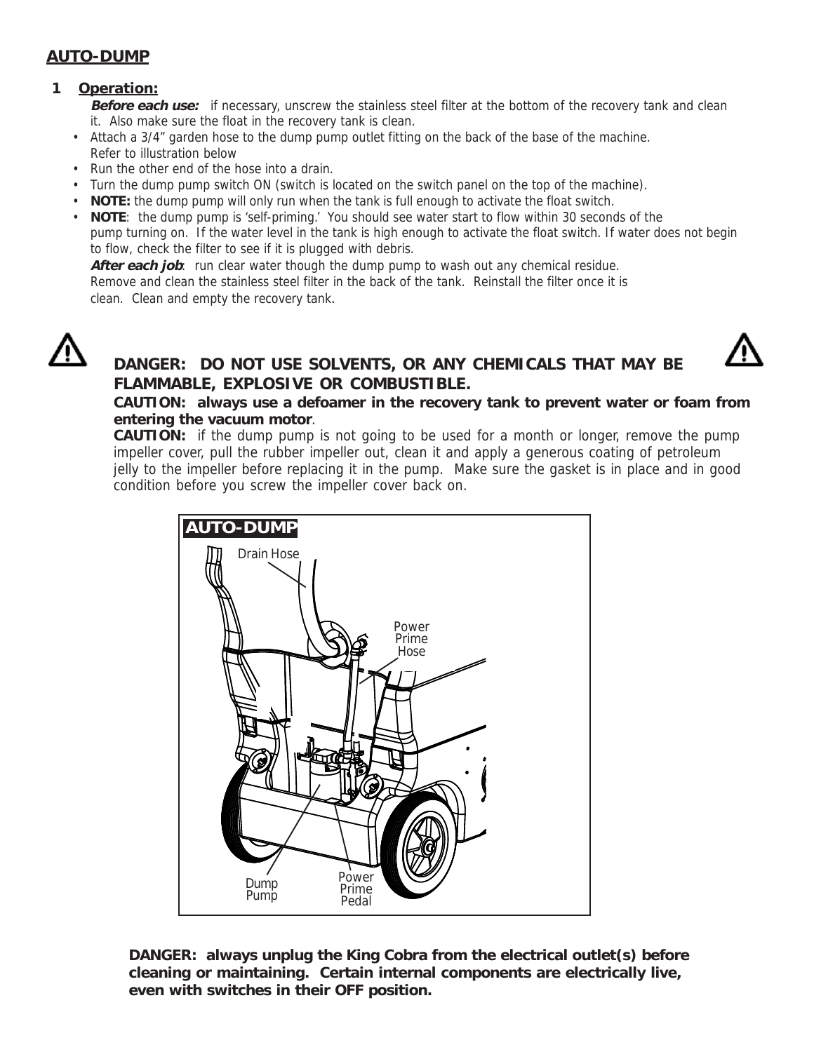## AUTO-DUMP

### 1 Operation:

***Before each use:*** if necessary, unscrew the stainless steel filter at the bottom of the recovery tank and clean it. Also make sure the float in the recovery tank is clean.

- Attach a 3/4" garden hose to the dump pump outlet fitting on the back of the base of the machine. Refer to illustration below
- Run the other end of the hose into a drain.
- Turn the dump pump switch ON (switch is located on the switch panel on the top of the machine).
- **NOTE:** the dump pump will only run when the tank is full enough to activate the float switch.
- **NOTE**: the dump pump is 'self-priming.' You should see water start to flow within 30 seconds of the pump turning on. If the water level in the tank is high enough to activate the float switch. If water does not begin to flow, check the filter to see if it is plugged with debris.

***After each job***: run clear water though the dump pump to wash out any chemical residue. Remove and clean the stainless steel filter in the back of the tank. Reinstall the filter once it is clean. Clean and empty the recovery tank.

**DANGER: DO NOT USE SOLVENTS, OR ANY CHEMICALS THAT MAY BE FLAMMABLE, EXPLOSIVE OR COMBUSTIBLE.**

**CAUTION: always use a defoamer in the recovery tank to prevent water or foam from entering the vacuum motor**.

**CAUTION:** if the dump pump is not going to be used for a month or longer, remove the pump impeller cover, pull the rubber impeller out, clean it and apply a generous coating of petroleum jelly to the impeller before replacing it in the pump. Make sure the gasket is in place and in good condition before you screw the impeller cover back on.

AUTO-DUMP

Drain Hose

Power Prime Hose

Dump Pump

Power Prime Pedal

**DANGER: always unplug the King Cobra from the electrical outlet(s) before cleaning or maintaining. Certain internal components are electrically live, even with switches in their OFF position.**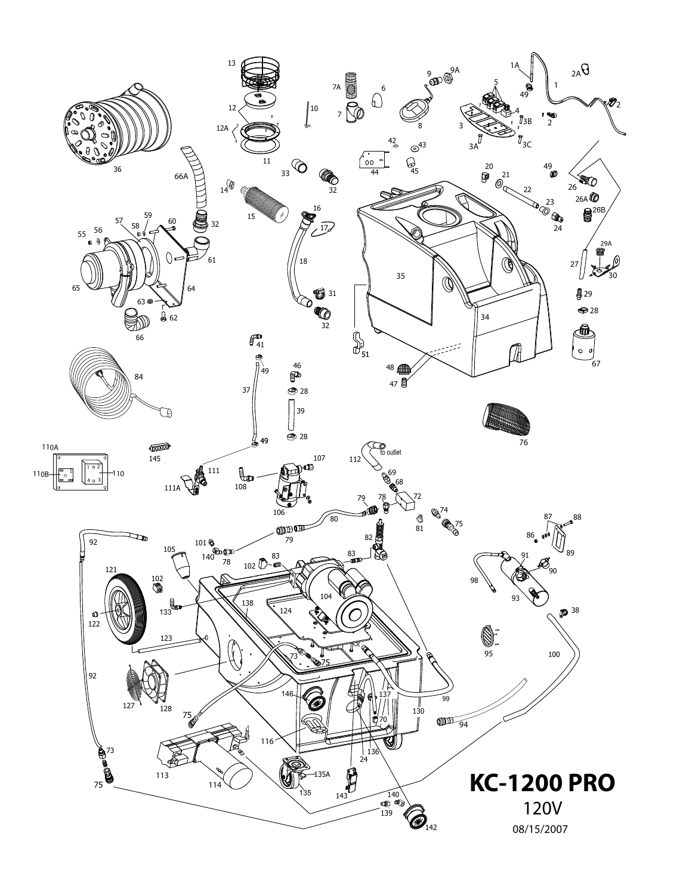# KC-1200 PRO

120V

08/15/2007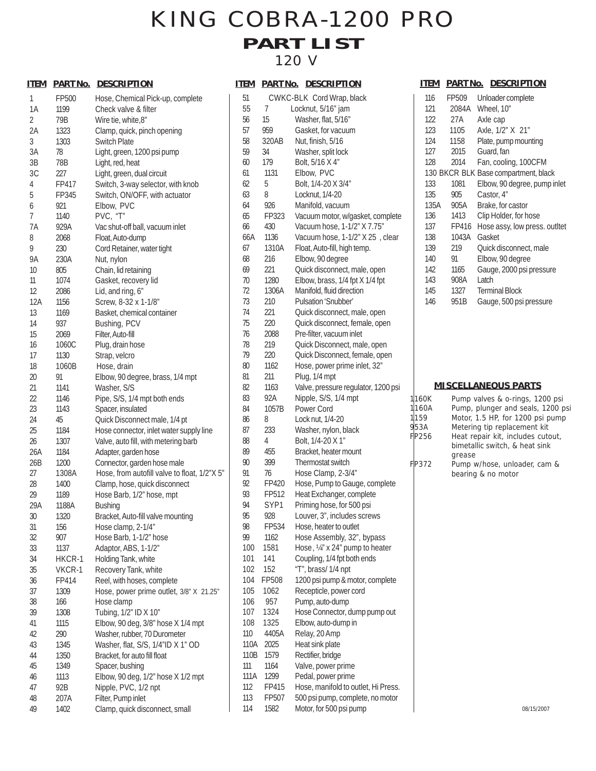# KING COBRA-1200 PRO

## PART LIST

120 V

| ITEM | PART No. | DESCRIPTION |
|---|---|---|
| 1 | FP500 | Hose, Chemical Pick-up, complete |
| 1A | 1199 | Check valve & filter |
| 2 | 79B | Wire tie, white,8" |
| 2A | 1323 | Clamp, quick, pinch opening |
| 3 | 1303 | Switch Plate |
| 3A | 78 | Light, green, 1200 psi pump |
| 3B | 78B | Light, red, heat |
| 3C | 227 | Light, green, dual circuit |
| 4 | FP417 | Switch, 3-way selector, with knob |
| 5 | FP345 | Switch, ON/OFF, with actuator |
| 6 | 921 | Elbow, PVC |
| 7 | 1140 | PVC, "T" |
| 7A | 929A | Vac shut-off ball, vacuum inlet |
| 8 | 2068 | Float, Auto-dump |
| 9 | 230 | Cord Retainer, water tight |
| 9A | 230A | Nut, nylon |
| 10 | 805 | Chain, lid retaining |
| 11 | 1074 | Gasket, recovery lid |
| 12 | 2086 | Lid, and ring, 6" |
| 12A | 1156 | Screw, 8-32 x 1-1/8" |
| 13 | 1169 | Basket, chemical container |
| 14 | 937 | Bushing, PCV |
| 15 | 2069 | Filter, Auto-fill |
| 16 | 1060C | Plug, drain hose |
| 17 | 1130 | Strap, velcro |
| 18 | 1060B | Hose, drain |
| 20 | 91 | Elbow, 90 degree, brass, 1/4 mpt |
| 21 | 1141 | Washer, S/S |
| 22 | 1146 | Pipe, S/S, 1/4 mpt both ends |
| 23 | 1143 | Spacer, insulated |
| 24 | 45 | Quick Disconnect male, 1/4 pt |
| 25 | 1184 | Hose connector, inlet water supply line |
| 26 | 1307 | Valve, auto fill, with metering barb |
| 26A | 1184 | Adapter, garden hose |
| 26B | 1200 | Connector, garden hose male |
| 27 | 1308A | Hose, from autofill valve to float, 1/2"X 5" |
| 28 | 1400 | Clamp, hose, quick disconnect |
| 29 | 1189 | Hose Barb, 1/2" hose, mpt |
| 29A | 1188A | Bushing |
| 30 | 1320 | Bracket, Auto-fill valve mounting |
| 31 | 156 | Hose clamp, 2-1/4" |
| 32 | 907 | Hose Barb, 1-1/2" hose |
| 33 | 1137 | Adaptor, ABS, 1-1/2" |
| 34 | HKCR-1 | Holding Tank, white |
| 35 | VKCR-1 | Recovery Tank, white |
| 36 | FP414 | Reel, with hoses, complete |
| 37 | 1309 | Hose, power prime outlet, 3/8" X 21.25" |
| 38 | 166 | Hose clamp |
| 39 | 1308 | Tubing, 1/2" ID X 10" |
| 41 | 1115 | Elbow, 90 deg, 3/8" hose X 1/4 mpt |
| 42 | 290 | Washer, rubber, 70 Durometer |
| 43 | 1345 | Washer, flat, S/S, 1/4"ID X 1" OD |
| 44 | 1350 | Bracket, for auto fill float |
| 45 | 1349 | Spacer, bushing |
| 46 | 1113 | Elbow, 90 deg, 1/2" hose X 1/2 mpt |
| 47 | 92B | Nipple, PVC, 1/2 npt |
| 48 | 207A | Filter, Pump inlet |
| 49 | 1402 | Clamp, quick disconnect, small |
| 51 | CWKC-BLK | Cord Wrap, black |
| 55 | 7 | Locknut, 5/16" jam |
| 56 | 15 | Washer, flat, 5/16" |
| 57 | 959 | Gasket, for vacuum |
| 58 | 320AB | Nut, finish, 5/16 |
| 59 | 34 | Washer, split lock |
| 60 | 179 | Bolt, 5/16 X 4" |
| 61 | 1131 | Elbow, PVC |
| 62 | 5 | Bolt, 1/4-20 X 3/4" |
| 63 | 8 | Locknut, 1/4-20 |
| 64 | 926 | Manifold, vacuum |
| 65 | FP323 | Vacuum motor, w/gasket, complete |
| 66 | 430 | Vacuum hose, 1-1/2" X 7.75" |
| 66A | 1136 | Vacuum hose, 1-1/2" X 25 , clear |
| 67 | 1310A | Float, Auto-fill, high temp. |
| 68 | 216 | Elbow, 90 degree |
| 69 | 221 | Quick disconnect, male, open |
| 70 | 1280 | Elbow, brass, 1/4 fpt X 1/4 fpt |
| 72 | 1306A | Manifold, fluid direction |
| 73 | 210 | Pulsation 'Snubber' |
| 74 | 221 | Quick disconnect, male, open |
| 75 | 220 | Quick disconnect, female, open |
| 76 | 2088 | Pre-filter, vacuum inlet |
| 78 | 219 | Quick Disconnect, male, open |
| 79 | 220 | Quick Disconnect, female, open |
| 80 | 1162 | Hose, power prime inlet, 32" |
| 81 | 211 | Plug, 1/4 mpt |
| 82 | 1163 | Valve, pressure regulator, 1200 psi |
| 83 | 92A | Nipple, S/S, 1/4 mpt |
| 84 | 1057B | Power Cord |
| 86 | 8 | Lock nut, 1/4-20 |
| 87 | 233 | Washer, nylon, black |
| 88 | 4 | Bolt, 1/4-20 X 1" |
| 89 | 455 | Bracket, heater mount |
| 90 | 399 | Thermostat switch |
| 91 | 76 | Hose Clamp, 2-3/4" |
| 92 | FP420 | Hose, Pump to Gauge, complete |
| 93 | FP512 | Heat Exchanger, complete |
| 94 | SYP1 | Priming hose, for 500 psi |
| 95 | 928 | Louver, 3", includes screws |
| 98 | FP534 | Hose, heater to outlet |
| 99 | 1162 | Hose Assembly, 32", bypass |
| 100 | 1581 | Hose , ¼" x 24" pump to heater |
| 101 | 141 | Coupling, 1/4 fpt both ends |
| 102 | 152 | "T", brass/ 1/4 npt |
| 104 | FP508 | 1200 psi pump & motor, complete |
| 105 | 1062 | Recepticle, power cord |
| 106 | 957 | Pump, auto-dump |
| 107 | 1324 | Hose Connector, dump pump out |
| 108 | 1325 | Elbow, auto-dump in |
| 110 | 4405A | Relay, 20 Amp |
| 110A | 2025 | Heat sink plate |
| 110B | 1579 | Rectifier, bridge |
| 111 | 1164 | Valve, power prime |
| 111A | 1299 | Pedal, power prime |
| 112 | FP415 | Hose, manifold to outlet, Hi Press. |
| 113 | FP507 | 500 psi pump, complete, no motor |
| 114 | 1582 | Motor, for 500 psi pump |
| 116 | FP509 | Unloader complete |
| 121 | 2084A | Wheel, 10" |
| 122 | 27A | Axle cap |
| 123 | 1105 | Axle, 1/2" X 21" |
| 124 | 1158 | Plate, pump mounting |
| 127 | 2015 | Guard, fan |
| 128 | 2014 | Fan, cooling, 100CFM |
| 130 | BKCR BLK | Base compartment, black |
| 133 | 1081 | Elbow, 90 degree, pump inlet |
| 135 | 905 | Castor, 4" |
| 135A | 905A | Brake, for castor |
| 136 | 1413 | Clip Holder, for hose |
| 137 | FP416 | Hose assy, low press. outltet |
| 138 | 1043A | Gasket |
| 139 | 219 | Quick disconnect, male |
| 140 | 91 | Elbow, 90 degree |
| 142 | 1165 | Gauge, 2000 psi pressure |
| 143 | 908A | Latch |
| 145 | 1327 | Terminal Block |
| 146 | 951B | Gauge, 500 psi pressure |

### MISCELLANEOUS PARTS

| PART No. | DESCRIPTION |
|---|---|
| 1160K | Pump valves & o-rings, 1200 psi |
| 1160A | Pump, plunger and seals, 1200 psi |
| 1159 | Motor, 1.5 HP, for 1200 psi pump |
| 953A | Metering tip replacement kit |
| FP256 | Heat repair kit, includes cutout, bimetallic switch, & heat sink grease |
| FP372 | Pump w/hose, unloader, cam & bearing & no motor |

08/15/2007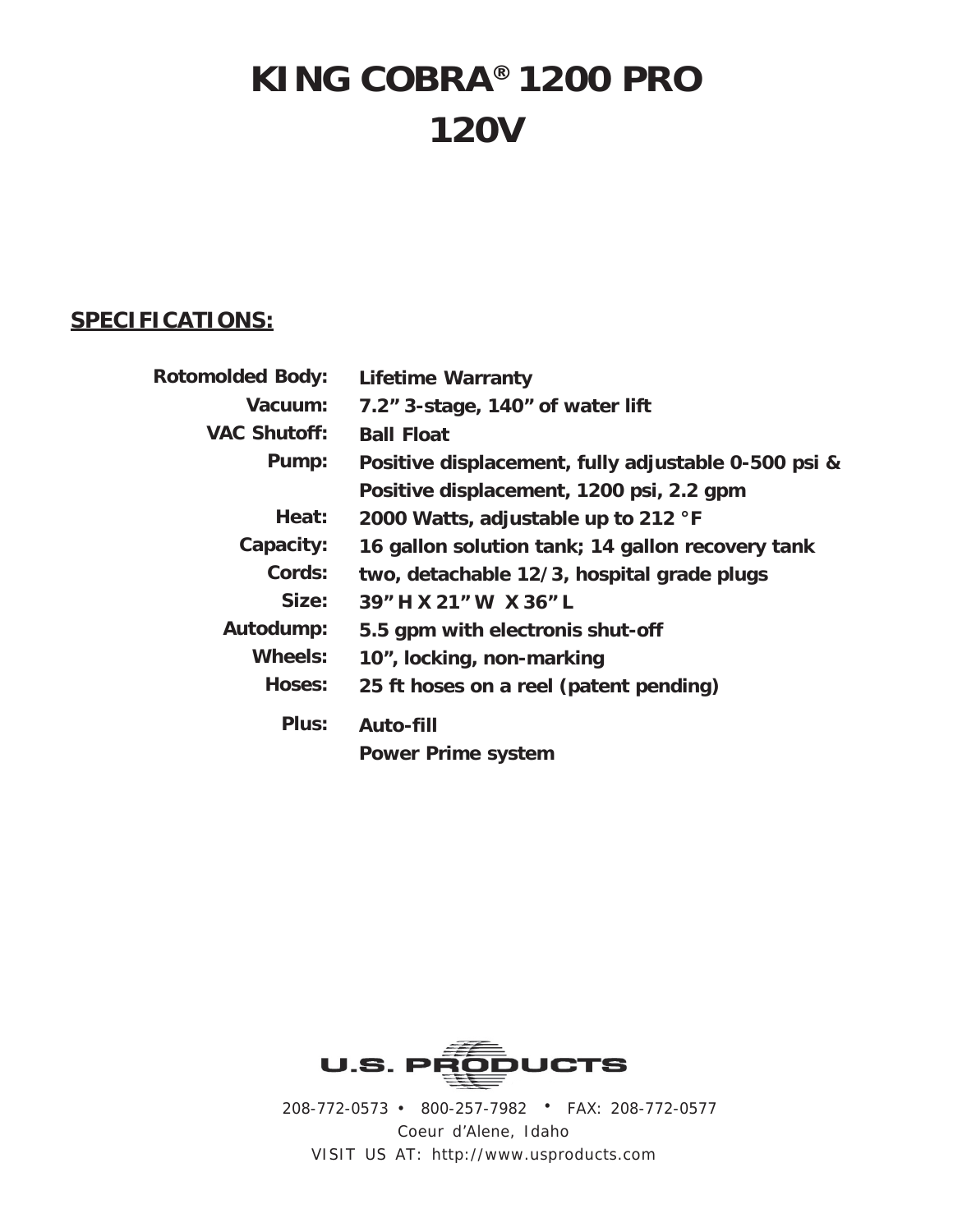# KING COBRA® 1200 PRO
# 120V

**SPECIFICATIONS:**

| | |
|---|---|
| **Rotomolded Body:** | **Lifetime Warranty** |
| **Vacuum:** | **7.2" 3-stage, 140" of water lift** |
| **VAC Shutoff:** | **Ball Float** |
| **Pump:** | **Positive displacement, fully adjustable 0-500 psi &** |
| | **Positive displacement, 1200 psi, 2.2 gpm** |
| **Heat:** | **2000 Watts, adjustable up to 212 °F** |
| **Capacity:** | **16 gallon solution tank; 14 gallon recovery tank** |
| **Cords:** | **two, detachable 12/3, hospital grade plugs** |
| **Size:** | **39" H X 21" W X 36" L** |
| **Autodump:** | **5.5 gpm with electronis shut-off** |
| **Wheels:** | **10", locking, non-marking** |
| **Hoses:** | **25 ft hoses on a reel (patent pending)** |
| **Plus:** | **Auto-fill** |
| | **Power Prime system** |

U.S. PRODUCTS

208-772-0573 • 800-257-7982 • FAX: 208-772-0577
Coeur d'Alene, Idaho
VISIT US AT: http://www.usproducts.com